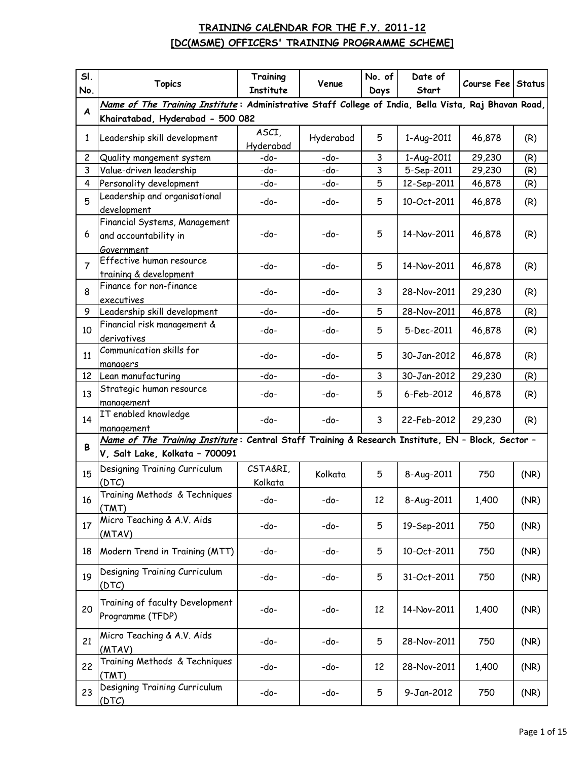# TRAINING CALENDAR FOR THE F.Y. 2011-12
## [DC(MSME) OFFICERS' TRAINING PROGRAMME SCHEME]

| Sl. No. | Topics | Training Institute | Venue | No. of Days | Date of Start | Course Fee | Status |
|---|---|---|---|---|---|---|---|
| A | ***Name of The Training Institute*** **: Administrative Staff College of India, Bella Vista, Raj Bhavan Road, Khairatabad, Hyderabad - 500 082** | | | | | | |
| 1 | Leadership skill development | ASCI, Hyderabad | Hyderabad | 5 | 1-Aug-2011 | 46,878 | (R) |
| 2 | Quality mangement system | -do- | -do- | 3 | 1-Aug-2011 | 29,230 | (R) |
| 3 | Value-driven leadership | -do- | -do- | 3 | 5-Sep-2011 | 29,230 | (R) |
| 4 | Personality development | -do- | -do- | 5 | 12-Sep-2011 | 46,878 | (R) |
| 5 | Leadership and organisational development | -do- | -do- | 5 | 10-Oct-2011 | 46,878 | (R) |
| 6 | Financial Systems, Management and accountability in Government | -do- | -do- | 5 | 14-Nov-2011 | 46,878 | (R) |
| 7 | Effective human resource training & development | -do- | -do- | 5 | 14-Nov-2011 | 46,878 | (R) |
| 8 | Finance for non-finance executives | -do- | -do- | 3 | 28-Nov-2011 | 29,230 | (R) |
| 9 | Leadership skill development | -do- | -do- | 5 | 28-Nov-2011 | 46,878 | (R) |
| 10 | Financial risk management & derivatives | -do- | -do- | 5 | 5-Dec-2011 | 46,878 | (R) |
| 11 | Communication skills for managers | -do- | -do- | 5 | 30-Jan-2012 | 46,878 | (R) |
| 12 | Lean manufacturing | -do- | -do- | 3 | 30-Jan-2012 | 29,230 | (R) |
| 13 | Strategic human resource management | -do- | -do- | 5 | 6-Feb-2012 | 46,878 | (R) |
| 14 | IT enabled knowledge management | -do- | -do- | 3 | 22-Feb-2012 | 29,230 | (R) |
| B | ***Name of The Training Institute*** **: Central Staff Training & Research Institute, EN – Block, Sector – V, Salt Lake, Kolkata – 700091** | | | | | | |
| 15 | Designing Training Curriculum (DTC) | CSTA&RI, Kolkata | Kolkata | 5 | 8-Aug-2011 | 750 | (NR) |
| 16 | Training Methods & Techniques (TMT) | -do- | -do- | 12 | 8-Aug-2011 | 1,400 | (NR) |
| 17 | Micro Teaching & A.V. Aids (MTAV) | -do- | -do- | 5 | 19-Sep-2011 | 750 | (NR) |
| 18 | Modern Trend in Training (MTT) | -do- | -do- | 5 | 10-Oct-2011 | 750 | (NR) |
| 19 | Designing Training Curriculum (DTC) | -do- | -do- | 5 | 31-Oct-2011 | 750 | (NR) |
| 20 | Training of faculty Development Programme (TFDP) | -do- | -do- | 12 | 14-Nov-2011 | 1,400 | (NR) |
| 21 | Micro Teaching & A.V. Aids (MTAV) | -do- | -do- | 5 | 28-Nov-2011 | 750 | (NR) |
| 22 | Training Methods & Techniques (TMT) | -do- | -do- | 12 | 28-Nov-2011 | 1,400 | (NR) |
| 23 | Designing Training Curriculum (DTC) | -do- | -do- | 5 | 9-Jan-2012 | 750 | (NR) |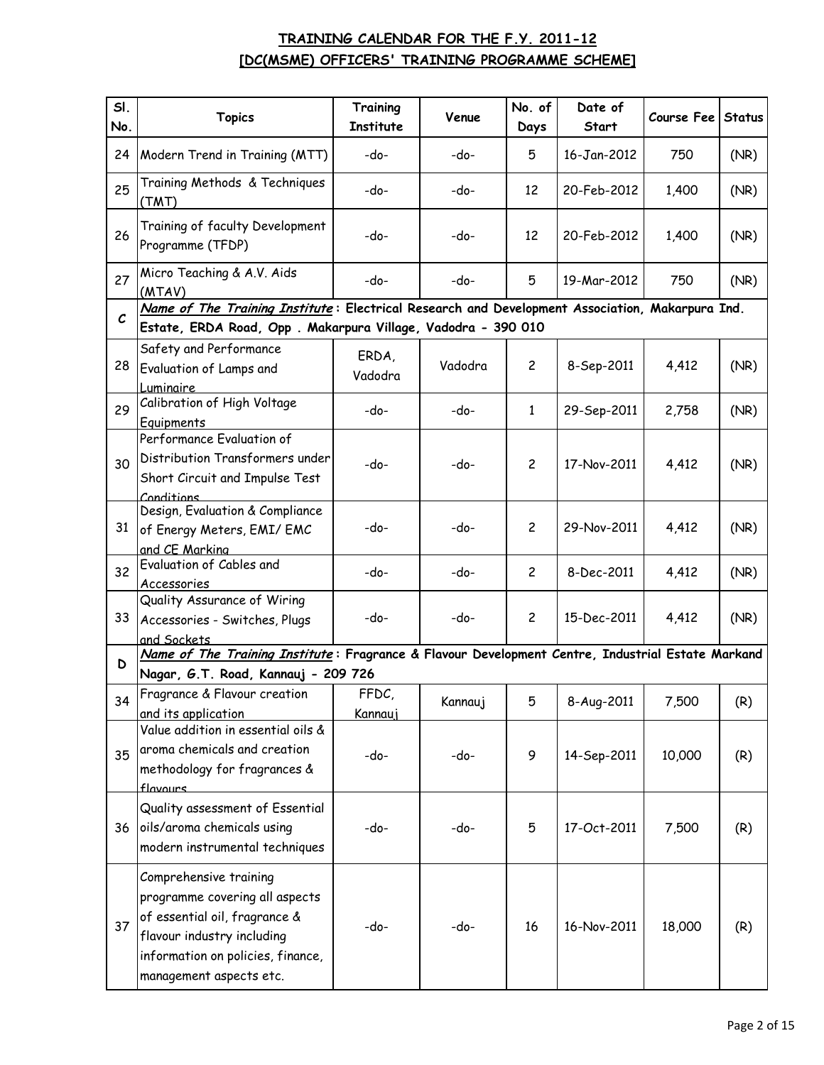## TRAINING CALENDAR FOR THE F.Y. 2011-12
## [DC(MSME) OFFICERS' TRAINING PROGRAMME SCHEME]

| Sl. No. | Topics | Training Institute | Venue | No. of Days | Date of Start | Course Fee | Status |
|---|---|---|---|---|---|---|---|
| 24 | Modern Trend in Training (MTT) | -do- | -do- | 5 | 16-Jan-2012 | 750 | (NR) |
| 25 | Training Methods & Techniques (TMT) | -do- | -do- | 12 | 20-Feb-2012 | 1,400 | (NR) |
| 26 | Training of faculty Development Programme (TFDP) | -do- | -do- | 12 | 20-Feb-2012 | 1,400 | (NR) |
| 27 | Micro Teaching & A.V. Aids (MTAV) | -do- | -do- | 5 | 19-Mar-2012 | 750 | (NR) |
| **C** | ***Name of The Training Institute*: Electrical Research and Development Association, Makarpura Ind. Estate, ERDA Road, Opp . Makarpura Village, Vadodra - 390 010** | | | | | | |
| 28 | Safety and Performance Evaluation of Lamps and Luminaire | ERDA, Vadodra | Vadodra | 2 | 8-Sep-2011 | 4,412 | (NR) |
| 29 | Calibration of High Voltage Equipments | -do- | -do- | 1 | 29-Sep-2011 | 2,758 | (NR) |
| 30 | Performance Evaluation of Distribution Transformers under Short Circuit and Impulse Test Conditions | -do- | -do- | 2 | 17-Nov-2011 | 4,412 | (NR) |
| 31 | Design, Evaluation & Compliance of Energy Meters, EMI/ EMC and CE Marking | -do- | -do- | 2 | 29-Nov-2011 | 4,412 | (NR) |
| 32 | Evaluation of Cables and Accessories | -do- | -do- | 2 | 8-Dec-2011 | 4,412 | (NR) |
| 33 | Quality Assurance of Wiring Accessories - Switches, Plugs and Sockets | -do- | -do- | 2 | 15-Dec-2011 | 4,412 | (NR) |
| **D** | ***Name of The Training Institute*: Fragrance & Flavour Development Centre, Industrial Estate Markand Nagar, G.T. Road, Kannauj - 209 726** | | | | | | |
| 34 | Fragrance & Flavour creation and its application | FFDC, Kannauj | Kannauj | 5 | 8-Aug-2011 | 7,500 | (R) |
| 35 | Value addition in essential oils & aroma chemicals and creation methodology for fragrances & flavours | -do- | -do- | 9 | 14-Sep-2011 | 10,000 | (R) |
| 36 | Quality assessment of Essential oils/aroma chemicals using modern instrumental techniques | -do- | -do- | 5 | 17-Oct-2011 | 7,500 | (R) |
| 37 | Comprehensive training programme covering all aspects of essential oil, fragrance & flavour industry including information on policies, finance, management aspects etc. | -do- | -do- | 16 | 16-Nov-2011 | 18,000 | (R) |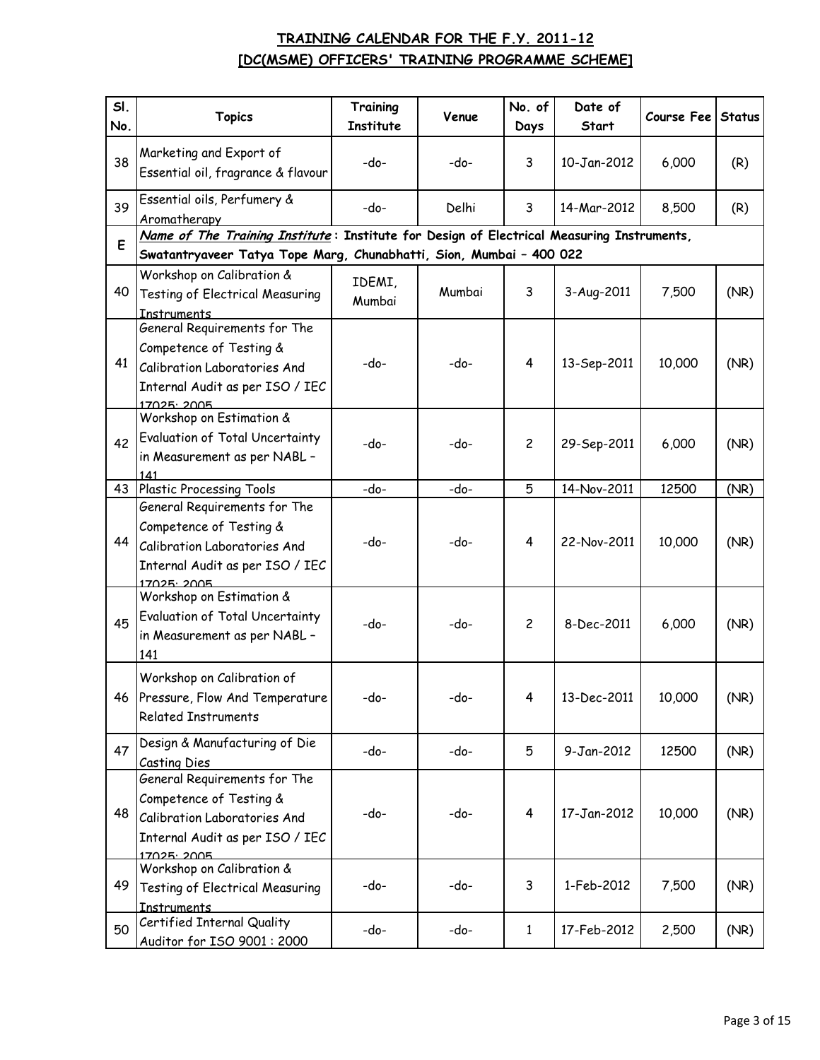## TRAINING CALENDAR FOR THE F.Y. 2011-12
## [DC(MSME) OFFICERS' TRAINING PROGRAMME SCHEME]

| Sl. No. | Topics | Training Institute | Venue | No. of Days | Date of Start | Course Fee | Status |
|---|---|---|---|---|---|---|---|
| 38 | Marketing and Export of Essential oil, fragrance & flavour | -do- | -do- | 3 | 10-Jan-2012 | 6,000 | (R) |
| 39 | Essential oils, Perfumery & Aromatherapy | -do- | Delhi | 3 | 14-Mar-2012 | 8,500 | (R) |
| E | ***Name of The Training Institute*** **: Institute for Design of Electrical Measuring Instruments, Swatantryaveer Tatya Tope Marg, Chunabhatti, Sion, Mumbai - 400 022** | | | | | | |
| 40 | Workshop on Calibration & Testing of Electrical Measuring Instruments | IDEMI, Mumbai | Mumbai | 3 | 3-Aug-2011 | 7,500 | (NR) |
| 41 | General Requirements for The Competence of Testing & Calibration Laboratories And Internal Audit as per ISO / IEC 17025: 2005 | -do- | -do- | 4 | 13-Sep-2011 | 10,000 | (NR) |
| 42 | Workshop on Estimation & Evaluation of Total Uncertainty in Measurement as per NABL - 141 | -do- | -do- | 2 | 29-Sep-2011 | 6,000 | (NR) |
| 43 | Plastic Processing Tools | -do- | -do- | 5 | 14-Nov-2011 | 12500 | (NR) |
| 44 | General Requirements for The Competence of Testing & Calibration Laboratories And Internal Audit as per ISO / IEC 17025: 2005 | -do- | -do- | 4 | 22-Nov-2011 | 10,000 | (NR) |
| 45 | Workshop on Estimation & Evaluation of Total Uncertainty in Measurement as per NABL - 141 | -do- | -do- | 2 | 8-Dec-2011 | 6,000 | (NR) |
| 46 | Workshop on Calibration of Pressure, Flow And Temperature Related Instruments | -do- | -do- | 4 | 13-Dec-2011 | 10,000 | (NR) |
| 47 | Design & Manufacturing of Die Casting Dies | -do- | -do- | 5 | 9-Jan-2012 | 12500 | (NR) |
| 48 | General Requirements for The Competence of Testing & Calibration Laboratories And Internal Audit as per ISO / IEC 17025: 2005 | -do- | -do- | 4 | 17-Jan-2012 | 10,000 | (NR) |
| 49 | Workshop on Calibration & Testing of Electrical Measuring Instruments | -do- | -do- | 3 | 1-Feb-2012 | 7,500 | (NR) |
| 50 | Certified Internal Quality Auditor for ISO 9001 : 2000 | -do- | -do- | 1 | 17-Feb-2012 | 2,500 | (NR) |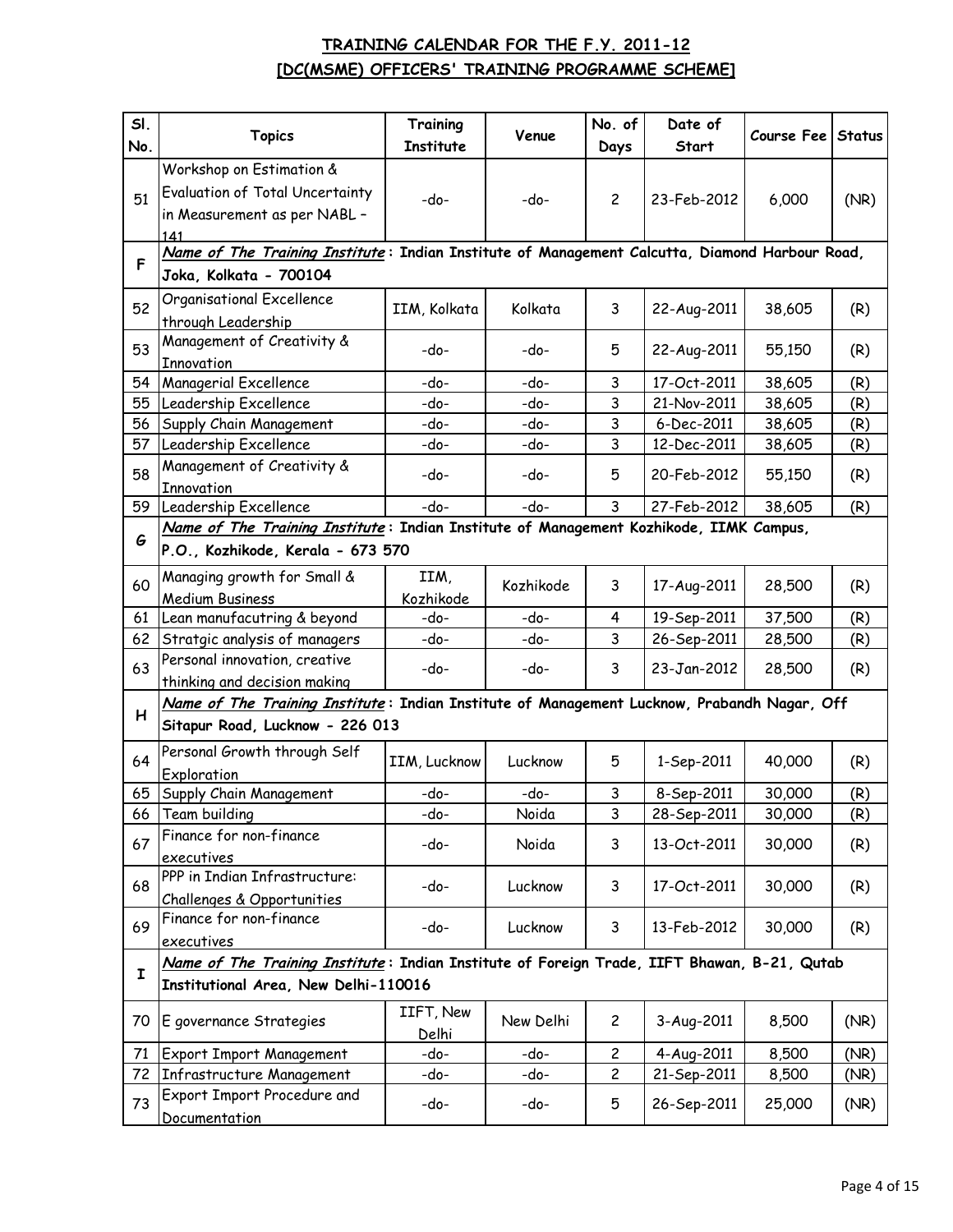## TRAINING CALENDAR FOR THE F.Y. 2011-12
## [DC(MSME) OFFICERS' TRAINING PROGRAMME SCHEME]

| Sl. No. | Topics | Training Institute | Venue | No. of Days | Date of Start | Course Fee | Status |
|---|---|---|---|---|---|---|---|
| 51 | Workshop on Estimation & Evaluation of Total Uncertainty in Measurement as per NABL - 141 | -do- | -do- | 2 | 23-Feb-2012 | 6,000 | (NR) |
| F | ***Name of The Training Institute*** **: Indian Institute of Management Calcutta, Diamond Harbour Road, Joka, Kolkata - 700104** | | | | | | |
| 52 | Organisational Excellence through Leadership | IIM, Kolkata | Kolkata | 3 | 22-Aug-2011 | 38,605 | (R) |
| 53 | Management of Creativity & Innovation | -do- | -do- | 5 | 22-Aug-2011 | 55,150 | (R) |
| 54 | Managerial Excellence | -do- | -do- | 3 | 17-Oct-2011 | 38,605 | (R) |
| 55 | Leadership Excellence | -do- | -do- | 3 | 21-Nov-2011 | 38,605 | (R) |
| 56 | Supply Chain Management | -do- | -do- | 3 | 6-Dec-2011 | 38,605 | (R) |
| 57 | Leadership Excellence | -do- | -do- | 3 | 12-Dec-2011 | 38,605 | (R) |
| 58 | Management of Creativity & Innovation | -do- | -do- | 5 | 20-Feb-2012 | 55,150 | (R) |
| 59 | Leadership Excellence | -do- | -do- | 3 | 27-Feb-2012 | 38,605 | (R) |
| G | ***Name of The Training Institute*** **: Indian Institute of Management Kozhikode, IIMK Campus, P.O., Kozhikode, Kerala - 673 570** | | | | | | |
| 60 | Managing growth for Small & Medium Business | IIM, Kozhikode | Kozhikode | 3 | 17-Aug-2011 | 28,500 | (R) |
| 61 | Lean manufacutring & beyond | -do- | -do- | 4 | 19-Sep-2011 | 37,500 | (R) |
| 62 | Stratgic analysis of managers | -do- | -do- | 3 | 26-Sep-2011 | 28,500 | (R) |
| 63 | Personal innovation, creative thinking and decision making | -do- | -do- | 3 | 23-Jan-2012 | 28,500 | (R) |
| H | ***Name of The Training Institute*** **: Indian Institute of Management Lucknow, Prabandh Nagar, Off Sitapur Road, Lucknow - 226 013** | | | | | | |
| 64 | Personal Growth through Self Exploration | IIM, Lucknow | Lucknow | 5 | 1-Sep-2011 | 40,000 | (R) |
| 65 | Supply Chain Management | -do- | -do- | 3 | 8-Sep-2011 | 30,000 | (R) |
| 66 | Team building | -do- | Noida | 3 | 28-Sep-2011 | 30,000 | (R) |
| 67 | Finance for non-finance executives | -do- | Noida | 3 | 13-Oct-2011 | 30,000 | (R) |
| 68 | PPP in Indian Infrastructure: Challenges & Opportunities | -do- | Lucknow | 3 | 17-Oct-2011 | 30,000 | (R) |
| 69 | Finance for non-finance executives | -do- | Lucknow | 3 | 13-Feb-2012 | 30,000 | (R) |
| I | ***Name of The Training Institute*** **: Indian Institute of Foreign Trade, IIFT Bhawan, B-21, Qutab Institutional Area, New Delhi-110016** | | | | | | |
| 70 | E governance Strategies | IIFT, New Delhi | New Delhi | 2 | 3-Aug-2011 | 8,500 | (NR) |
| 71 | Export Import Management | -do- | -do- | 2 | 4-Aug-2011 | 8,500 | (NR) |
| 72 | Infrastructure Management | -do- | -do- | 2 | 21-Sep-2011 | 8,500 | (NR) |
| 73 | Export Import Procedure and Documentation | -do- | -do- | 5 | 26-Sep-2011 | 25,000 | (NR) |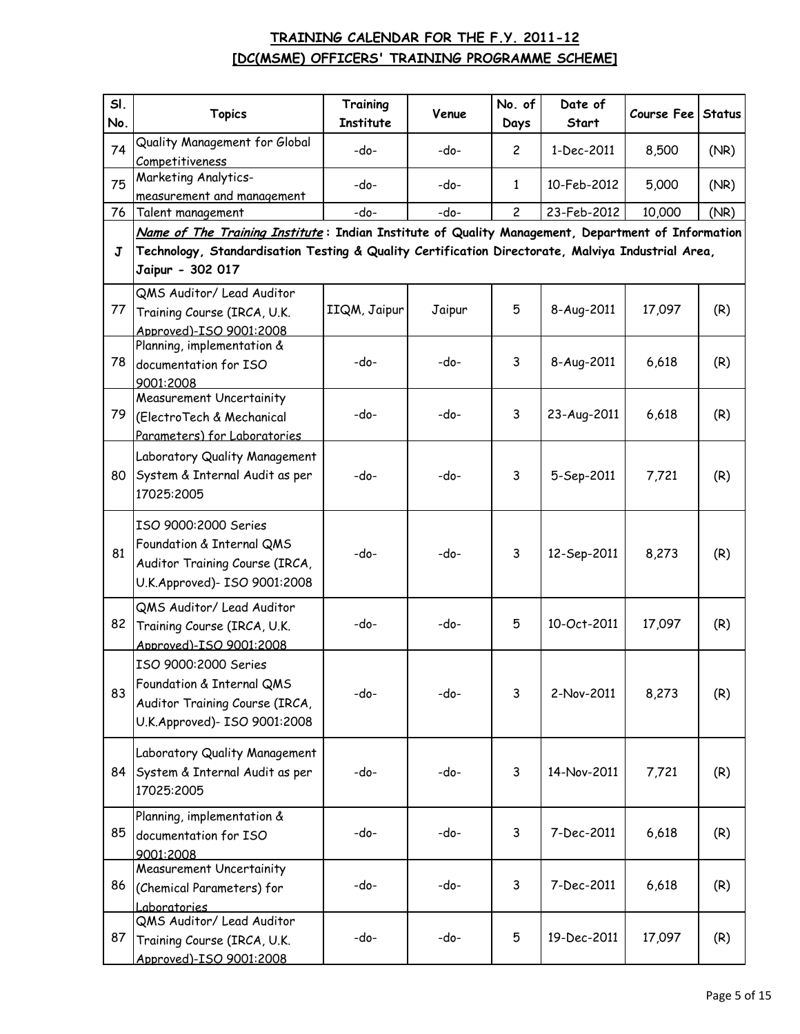## TRAINING CALENDAR FOR THE F.Y. 2011-12
## [DC(MSME) OFFICERS' TRAINING PROGRAMME SCHEME]

| Sl. No. | Topics | Training Institute | Venue | No. of Days | Date of Start | Course Fee | Status |
|---|---|---|---|---|---|---|---|
| 74 | Quality Management for Global Competitiveness | -do- | -do- | 2 | 1-Dec-2011 | 8,500 | (NR) |
| 75 | Marketing Analytics- measurement and management | -do- | -do- | 1 | 10-Feb-2012 | 5,000 | (NR) |
| 76 | Talent management | -do- | -do- | 2 | 23-Feb-2012 | 10,000 | (NR) |
| J | ***Name of The Training Institute*** **: Indian Institute of Quality Management, Department of Information Technology, Standardisation Testing & Quality Certification Directorate, Malviya Industrial Area, Jaipur - 302 017** | | | | | | |
| 77 | QMS Auditor/ Lead Auditor Training Course (IRCA, U.K. Approved)-ISO 9001:2008 | IIQM, Jaipur | Jaipur | 5 | 8-Aug-2011 | 17,097 | (R) |
| 78 | Planning, implementation & documentation for ISO 9001:2008 | -do- | -do- | 3 | 8-Aug-2011 | 6,618 | (R) |
| 79 | Measurement Uncertainity (ElectroTech & Mechanical Parameters) for Laboratories | -do- | -do- | 3 | 23-Aug-2011 | 6,618 | (R) |
| 80 | Laboratory Quality Management System & Internal Audit as per 17025:2005 | -do- | -do- | 3 | 5-Sep-2011 | 7,721 | (R) |
| 81 | ISO 9000:2000 Series Foundation & Internal QMS Auditor Training Course (IRCA, U.K.Approved)- ISO 9001:2008 | -do- | -do- | 3 | 12-Sep-2011 | 8,273 | (R) |
| 82 | QMS Auditor/ Lead Auditor Training Course (IRCA, U.K. Approved)-ISO 9001:2008 | -do- | -do- | 5 | 10-Oct-2011 | 17,097 | (R) |
| 83 | ISO 9000:2000 Series Foundation & Internal QMS Auditor Training Course (IRCA, U.K.Approved)- ISO 9001:2008 | -do- | -do- | 3 | 2-Nov-2011 | 8,273 | (R) |
| 84 | Laboratory Quality Management System & Internal Audit as per 17025:2005 | -do- | -do- | 3 | 14-Nov-2011 | 7,721 | (R) |
| 85 | Planning, implementation & documentation for ISO 9001:2008 | -do- | -do- | 3 | 7-Dec-2011 | 6,618 | (R) |
| 86 | Measurement Uncertainity (Chemical Parameters) for Laboratories | -do- | -do- | 3 | 7-Dec-2011 | 6,618 | (R) |
| 87 | QMS Auditor/ Lead Auditor Training Course (IRCA, U.K. Approved)-ISO 9001:2008 | -do- | -do- | 5 | 19-Dec-2011 | 17,097 | (R) |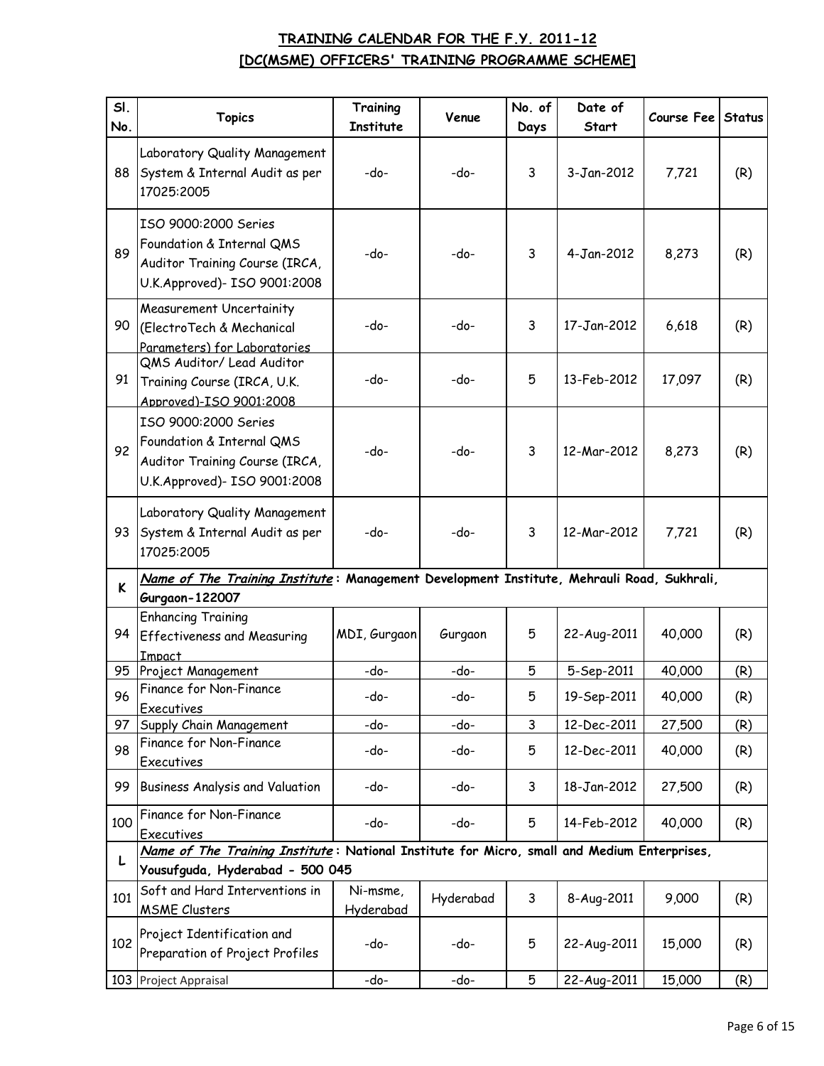## TRAINING CALENDAR FOR THE F.Y. 2011-12
## [DC(MSME) OFFICERS' TRAINING PROGRAMME SCHEME]

| Sl. No. | Topics | Training Institute | Venue | No. of Days | Date of Start | Course Fee | Status |
|---|---|---|---|---|---|---|---|
| 88 | Laboratory Quality Management System & Internal Audit as per 17025:2005 | -do- | -do- | 3 | 3-Jan-2012 | 7,721 | (R) |
| 89 | ISO 9000:2000 Series Foundation & Internal QMS Auditor Training Course (IRCA, U.K.Approved)- ISO 9001:2008 | -do- | -do- | 3 | 4-Jan-2012 | 8,273 | (R) |
| 90 | Measurement Uncertainity (ElectroTech & Mechanical Parameters) for Laboratories | -do- | -do- | 3 | 17-Jan-2012 | 6,618 | (R) |
| 91 | QMS Auditor/ Lead Auditor Training Course (IRCA, U.K. Approved)-ISO 9001:2008 | -do- | -do- | 5 | 13-Feb-2012 | 17,097 | (R) |
| 92 | ISO 9000:2000 Series Foundation & Internal QMS Auditor Training Course (IRCA, U.K.Approved)- ISO 9001:2008 | -do- | -do- | 3 | 12-Mar-2012 | 8,273 | (R) |
| 93 | Laboratory Quality Management System & Internal Audit as per 17025:2005 | -do- | -do- | 3 | 12-Mar-2012 | 7,721 | (R) |
| K | ***Name of The Training Institute*** **: Management Development Institute, Mehrauli Road, Sukhrali, Gurgaon-122007** | | | | | | |
| 94 | Enhancing Training Effectiveness and Measuring Impact | MDI, Gurgaon | Gurgaon | 5 | 22-Aug-2011 | 40,000 | (R) |
| 95 | Project Management | -do- | -do- | 5 | 5-Sep-2011 | 40,000 | (R) |
| 96 | Finance for Non-Finance Executives | -do- | -do- | 5 | 19-Sep-2011 | 40,000 | (R) |
| 97 | Supply Chain Management | -do- | -do- | 3 | 12-Dec-2011 | 27,500 | (R) |
| 98 | Finance for Non-Finance Executives | -do- | -do- | 5 | 12-Dec-2011 | 40,000 | (R) |
| 99 | Business Analysis and Valuation | -do- | -do- | 3 | 18-Jan-2012 | 27,500 | (R) |
| 100 | Finance for Non-Finance Executives | -do- | -do- | 5 | 14-Feb-2012 | 40,000 | (R) |
| L | ***Name of The Training Institute*** **: National Institute for Micro, small and Medium Enterprises, Yousufguda, Hyderabad - 500 045** | | | | | | |
| 101 | Soft and Hard Interventions in MSME Clusters | Ni-msme, Hyderabad | Hyderabad | 3 | 8-Aug-2011 | 9,000 | (R) |
| 102 | Project Identification and Preparation of Project Profiles | -do- | -do- | 5 | 22-Aug-2011 | 15,000 | (R) |
| 103 | Project Appraisal | -do- | -do- | 5 | 22-Aug-2011 | 15,000 | (R) |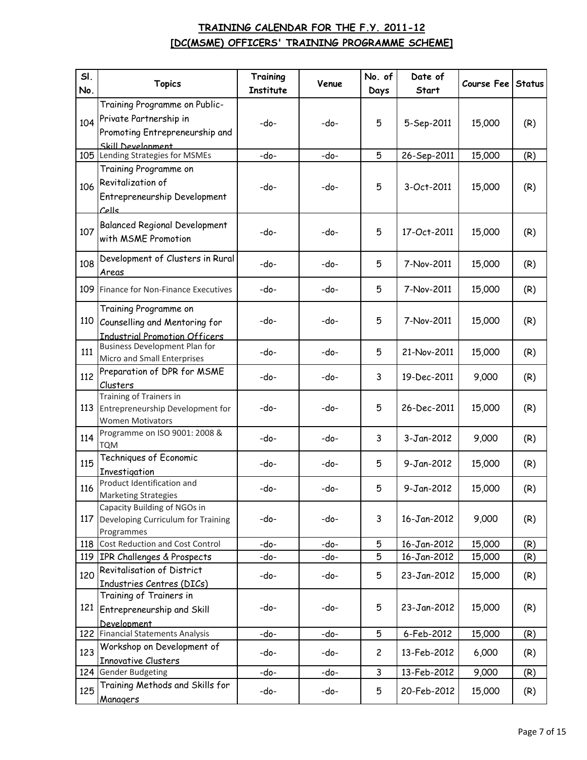**TRAINING CALENDAR FOR THE F.Y. 2011-12**
**[DC(MSME) OFFICERS' TRAINING PROGRAMME SCHEME]**

| Sl. No. | Topics | Training Institute | Venue | No. of Days | Date of Start | Course Fee | Status |
|---|---|---|---|---|---|---|---|
| 104 | Training Programme on Public-Private Partnership in Promoting Entrepreneurship and Skill Development | -do- | -do- | 5 | 5-Sep-2011 | 15,000 | (R) |
| 105 | Lending Strategies for MSMEs | -do- | -do- | 5 | 26-Sep-2011 | 15,000 | (R) |
| 106 | Training Programme on Revitalization of Entrepreneurship Development Cells | -do- | -do- | 5 | 3-Oct-2011 | 15,000 | (R) |
| 107 | Balanced Regional Development with MSME Promotion | -do- | -do- | 5 | 17-Oct-2011 | 15,000 | (R) |
| 108 | Development of Clusters in Rural Areas | -do- | -do- | 5 | 7-Nov-2011 | 15,000 | (R) |
| 109 | Finance for Non-Finance Executives | -do- | -do- | 5 | 7-Nov-2011 | 15,000 | (R) |
| 110 | Training Programme on Counselling and Mentoring for Industrial Promotion Officers | -do- | -do- | 5 | 7-Nov-2011 | 15,000 | (R) |
| 111 | Business Development Plan for Micro and Small Enterprises | -do- | -do- | 5 | 21-Nov-2011 | 15,000 | (R) |
| 112 | Preparation of DPR for MSME Clusters | -do- | -do- | 3 | 19-Dec-2011 | 9,000 | (R) |
| 113 | Training of Trainers in Entrepreneurship Development for Women Motivators | -do- | -do- | 5 | 26-Dec-2011 | 15,000 | (R) |
| 114 | Programme on ISO 9001: 2008 & TQM | -do- | -do- | 3 | 3-Jan-2012 | 9,000 | (R) |
| 115 | Techniques of Economic Investigation | -do- | -do- | 5 | 9-Jan-2012 | 15,000 | (R) |
| 116 | Product Identification and Marketing Strategies | -do- | -do- | 5 | 9-Jan-2012 | 15,000 | (R) |
| 117 | Capacity Building of NGOs in Developing Curriculum for Training Programmes | -do- | -do- | 3 | 16-Jan-2012 | 9,000 | (R) |
| 118 | Cost Reduction and Cost Control | -do- | -do- | 5 | 16-Jan-2012 | 15,000 | (R) |
| 119 | IPR Challenges & Prospects | -do- | -do- | 5 | 16-Jan-2012 | 15,000 | (R) |
| 120 | Revitalisation of District Industries Centres (DICs) | -do- | -do- | 5 | 23-Jan-2012 | 15,000 | (R) |
| 121 | Training of Trainers in Entrepreneurship and Skill Development | -do- | -do- | 5 | 23-Jan-2012 | 15,000 | (R) |
| 122 | Financial Statements Analysis | -do- | -do- | 5 | 6-Feb-2012 | 15,000 | (R) |
| 123 | Workshop on Development of Innovative Clusters | -do- | -do- | 2 | 13-Feb-2012 | 6,000 | (R) |
| 124 | Gender Budgeting | -do- | -do- | 3 | 13-Feb-2012 | 9,000 | (R) |
| 125 | Training Methods and Skills for Managers | -do- | -do- | 5 | 20-Feb-2012 | 15,000 | (R) |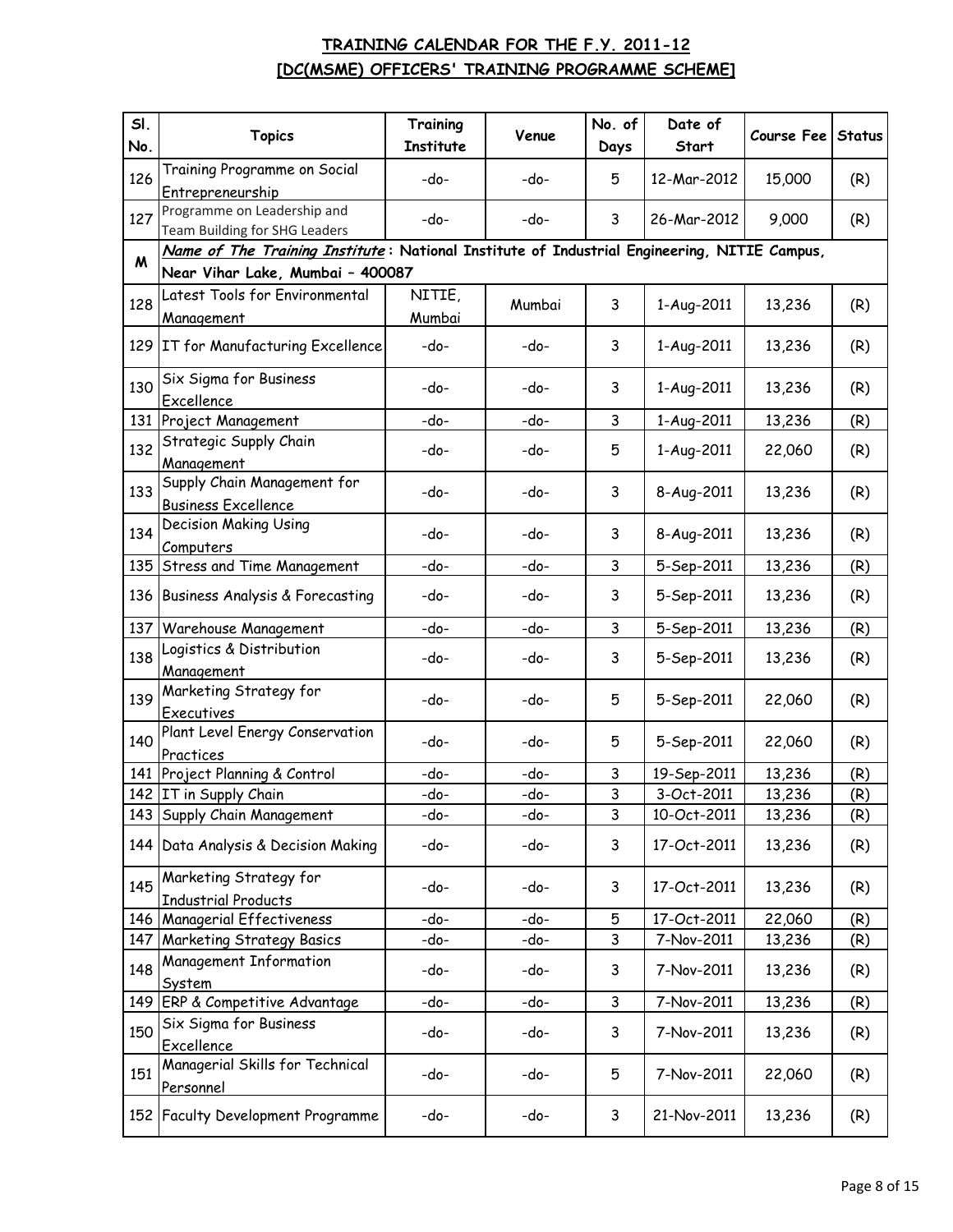## TRAINING CALENDAR FOR THE F.Y. 2011-12
## [DC(MSME) OFFICERS' TRAINING PROGRAMME SCHEME]

| Sl. No. | Topics | Training Institute | Venue | No. of Days | Date of Start | Course Fee | Status |
|---|---|---|---|---|---|---|---|
| 126 | Training Programme on Social Entrepreneurship | -do- | -do- | 5 | 12-Mar-2012 | 15,000 | (R) |
| 127 | Programme on Leadership and Team Building for SHG Leaders | -do- | -do- | 3 | 26-Mar-2012 | 9,000 | (R) |
| **M** | ***Name of The Training Institute*: National Institute of Industrial Engineering, NITIE Campus, Near Vihar Lake, Mumbai – 400087** | | | | | | |
| 128 | Latest Tools for Environmental Management | NITIE, Mumbai | Mumbai | 3 | 1-Aug-2011 | 13,236 | (R) |
| 129 | IT for Manufacturing Excellence | -do- | -do- | 3 | 1-Aug-2011 | 13,236 | (R) |
| 130 | Six Sigma for Business Excellence | -do- | -do- | 3 | 1-Aug-2011 | 13,236 | (R) |
| 131 | Project Management | -do- | -do- | 3 | 1-Aug-2011 | 13,236 | (R) |
| 132 | Strategic Supply Chain Management | -do- | -do- | 5 | 1-Aug-2011 | 22,060 | (R) |
| 133 | Supply Chain Management for Business Excellence | -do- | -do- | 3 | 8-Aug-2011 | 13,236 | (R) |
| 134 | Decision Making Using Computers | -do- | -do- | 3 | 8-Aug-2011 | 13,236 | (R) |
| 135 | Stress and Time Management | -do- | -do- | 3 | 5-Sep-2011 | 13,236 | (R) |
| 136 | Business Analysis & Forecasting | -do- | -do- | 3 | 5-Sep-2011 | 13,236 | (R) |
| 137 | Warehouse Management | -do- | -do- | 3 | 5-Sep-2011 | 13,236 | (R) |
| 138 | Logistics & Distribution Management | -do- | -do- | 3 | 5-Sep-2011 | 13,236 | (R) |
| 139 | Marketing Strategy for Executives | -do- | -do- | 5 | 5-Sep-2011 | 22,060 | (R) |
| 140 | Plant Level Energy Conservation Practices | -do- | -do- | 5 | 5-Sep-2011 | 22,060 | (R) |
| 141 | Project Planning & Control | -do- | -do- | 3 | 19-Sep-2011 | 13,236 | (R) |
| 142 | IT in Supply Chain | -do- | -do- | 3 | 3-Oct-2011 | 13,236 | (R) |
| 143 | Supply Chain Management | -do- | -do- | 3 | 10-Oct-2011 | 13,236 | (R) |
| 144 | Data Analysis & Decision Making | -do- | -do- | 3 | 17-Oct-2011 | 13,236 | (R) |
| 145 | Marketing Strategy for Industrial Products | -do- | -do- | 3 | 17-Oct-2011 | 13,236 | (R) |
| 146 | Managerial Effectiveness | -do- | -do- | 5 | 17-Oct-2011 | 22,060 | (R) |
| 147 | Marketing Strategy Basics | -do- | -do- | 3 | 7-Nov-2011 | 13,236 | (R) |
| 148 | Management Information System | -do- | -do- | 3 | 7-Nov-2011 | 13,236 | (R) |
| 149 | ERP & Competitive Advantage | -do- | -do- | 3 | 7-Nov-2011 | 13,236 | (R) |
| 150 | Six Sigma for Business Excellence | -do- | -do- | 3 | 7-Nov-2011 | 13,236 | (R) |
| 151 | Managerial Skills for Technical Personnel | -do- | -do- | 5 | 7-Nov-2011 | 22,060 | (R) |
| 152 | Faculty Development Programme | -do- | -do- | 3 | 21-Nov-2011 | 13,236 | (R) |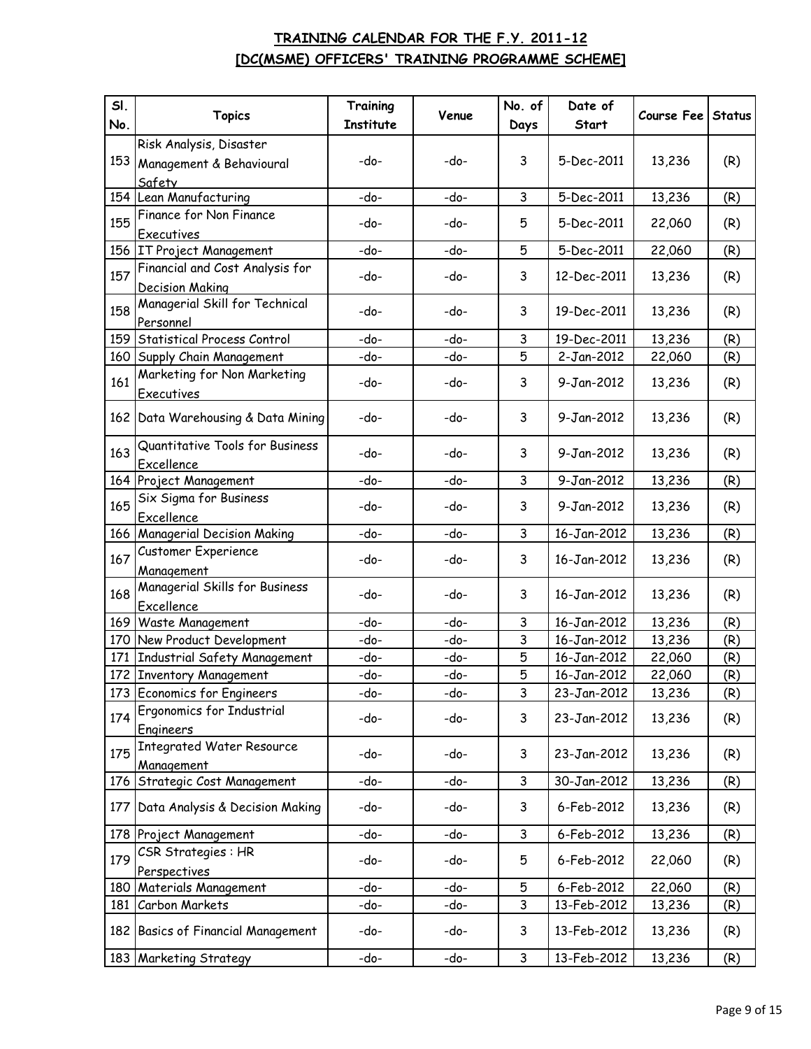# TRAINING CALENDAR FOR THE F.Y. 2011-12
# [DC(MSME) OFFICERS' TRAINING PROGRAMME SCHEME]

| Sl. No. | Topics | Training Institute | Venue | No. of Days | Date of Start | Course Fee | Status |
|---|---|---|---|---|---|---|---|
| 153 | Risk Analysis, Disaster Management & Behavioural Safety | -do- | -do- | 3 | 5-Dec-2011 | 13,236 | (R) |
| 154 | Lean Manufacturing | -do- | -do- | 3 | 5-Dec-2011 | 13,236 | (R) |
| 155 | Finance for Non Finance Executives | -do- | -do- | 5 | 5-Dec-2011 | 22,060 | (R) |
| 156 | IT Project Management | -do- | -do- | 5 | 5-Dec-2011 | 22,060 | (R) |
| 157 | Financial and Cost Analysis for Decision Making | -do- | -do- | 3 | 12-Dec-2011 | 13,236 | (R) |
| 158 | Managerial Skill for Technical Personnel | -do- | -do- | 3 | 19-Dec-2011 | 13,236 | (R) |
| 159 | Statistical Process Control | -do- | -do- | 3 | 19-Dec-2011 | 13,236 | (R) |
| 160 | Supply Chain Management | -do- | -do- | 5 | 2-Jan-2012 | 22,060 | (R) |
| 161 | Marketing for Non Marketing Executives | -do- | -do- | 3 | 9-Jan-2012 | 13,236 | (R) |
| 162 | Data Warehousing & Data Mining | -do- | -do- | 3 | 9-Jan-2012 | 13,236 | (R) |
| 163 | Quantitative Tools for Business Excellence | -do- | -do- | 3 | 9-Jan-2012 | 13,236 | (R) |
| 164 | Project Management | -do- | -do- | 3 | 9-Jan-2012 | 13,236 | (R) |
| 165 | Six Sigma for Business Excellence | -do- | -do- | 3 | 9-Jan-2012 | 13,236 | (R) |
| 166 | Managerial Decision Making | -do- | -do- | 3 | 16-Jan-2012 | 13,236 | (R) |
| 167 | Customer Experience Management | -do- | -do- | 3 | 16-Jan-2012 | 13,236 | (R) |
| 168 | Managerial Skills for Business Excellence | -do- | -do- | 3 | 16-Jan-2012 | 13,236 | (R) |
| 169 | Waste Management | -do- | -do- | 3 | 16-Jan-2012 | 13,236 | (R) |
| 170 | New Product Development | -do- | -do- | 3 | 16-Jan-2012 | 13,236 | (R) |
| 171 | Industrial Safety Management | -do- | -do- | 5 | 16-Jan-2012 | 22,060 | (R) |
| 172 | Inventory Management | -do- | -do- | 5 | 16-Jan-2012 | 22,060 | (R) |
| 173 | Economics for Engineers | -do- | -do- | 3 | 23-Jan-2012 | 13,236 | (R) |
| 174 | Ergonomics for Industrial Engineers | -do- | -do- | 3 | 23-Jan-2012 | 13,236 | (R) |
| 175 | Integrated Water Resource Management | -do- | -do- | 3 | 23-Jan-2012 | 13,236 | (R) |
| 176 | Strategic Cost Management | -do- | -do- | 3 | 30-Jan-2012 | 13,236 | (R) |
| 177 | Data Analysis & Decision Making | -do- | -do- | 3 | 6-Feb-2012 | 13,236 | (R) |
| 178 | Project Management | -do- | -do- | 3 | 6-Feb-2012 | 13,236 | (R) |
| 179 | CSR Strategies : HR Perspectives | -do- | -do- | 5 | 6-Feb-2012 | 22,060 | (R) |
| 180 | Materials Management | -do- | -do- | 5 | 6-Feb-2012 | 22,060 | (R) |
| 181 | Carbon Markets | -do- | -do- | 3 | 13-Feb-2012 | 13,236 | (R) |
| 182 | Basics of Financial Management | -do- | -do- | 3 | 13-Feb-2012 | 13,236 | (R) |
| 183 | Marketing Strategy | -do- | -do- | 3 | 13-Feb-2012 | 13,236 | (R) |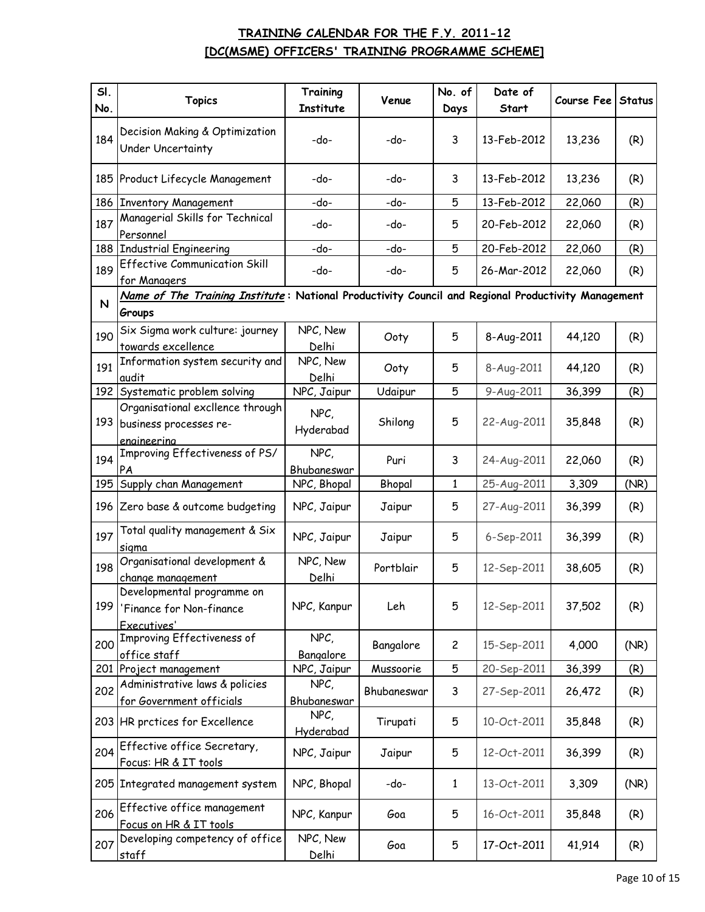## TRAINING CALENDAR FOR THE F.Y. 2011-12
## [DC(MSME) OFFICERS' TRAINING PROGRAMME SCHEME]

| Sl. No. | Topics | Training Institute | Venue | No. of Days | Date of Start | Course Fee | Status |
|---|---|---|---|---|---|---|---|
| 184 | Decision Making & Optimization Under Uncertainty | -do- | -do- | 3 | 13-Feb-2012 | 13,236 | (R) |
| 185 | Product Lifecycle Management | -do- | -do- | 3 | 13-Feb-2012 | 13,236 | (R) |
| 186 | Inventory Management | -do- | -do- | 5 | 13-Feb-2012 | 22,060 | (R) |
| 187 | Managerial Skills for Technical Personnel | -do- | -do- | 5 | 20-Feb-2012 | 22,060 | (R) |
| 188 | Industrial Engineering | -do- | -do- | 5 | 20-Feb-2012 | 22,060 | (R) |
| 189 | Effective Communication Skill for Managers | -do- | -do- | 5 | 26-Mar-2012 | 22,060 | (R) |
| N | ***Name of The Training Institute*** **: National Productivity Council and Regional Productivity Management Groups** | | | | | | |
| 190 | Six Sigma work culture: journey towards excellence | NPC, New Delhi | Ooty | 5 | 8-Aug-2011 | 44,120 | (R) |
| 191 | Information system security and audit | NPC, New Delhi | Ooty | 5 | 8-Aug-2011 | 44,120 | (R) |
| 192 | Systematic problem solving | NPC, Jaipur | Udaipur | 5 | 9-Aug-2011 | 36,399 | (R) |
| 193 | Organisational excllence through business processes re-engineering | NPC, Hyderabad | Shilong | 5 | 22-Aug-2011 | 35,848 | (R) |
| 194 | Improving Effectiveness of PS/ PA | NPC, Bhubaneswar | Puri | 3 | 24-Aug-2011 | 22,060 | (R) |
| 195 | Supply chan Management | NPC, Bhopal | Bhopal | 1 | 25-Aug-2011 | 3,309 | (NR) |
| 196 | Zero base & outcome budgeting | NPC, Jaipur | Jaipur | 5 | 27-Aug-2011 | 36,399 | (R) |
| 197 | Total quality management & Six sigma | NPC, Jaipur | Jaipur | 5 | 6-Sep-2011 | 36,399 | (R) |
| 198 | Organisational development & change management | NPC, New Delhi | Portblair | 5 | 12-Sep-2011 | 38,605 | (R) |
| 199 | Developmental programme on 'Finance for Non-finance Executives' | NPC, Kanpur | Leh | 5 | 12-Sep-2011 | 37,502 | (R) |
| 200 | Improving Effectiveness of office staff | NPC, Bangalore | Bangalore | 2 | 15-Sep-2011 | 4,000 | (NR) |
| 201 | Project management | NPC, Jaipur | Mussoorie | 5 | 20-Sep-2011 | 36,399 | (R) |
| 202 | Administrative laws & policies for Government officials | NPC, Bhubaneswar | Bhubaneswar | 3 | 27-Sep-2011 | 26,472 | (R) |
| 203 | HR prctices for Excellence | NPC, Hyderabad | Tirupati | 5 | 10-Oct-2011 | 35,848 | (R) |
| 204 | Effective office Secretary, Focus: HR & IT tools | NPC, Jaipur | Jaipur | 5 | 12-Oct-2011 | 36,399 | (R) |
| 205 | Integrated management system | NPC, Bhopal | -do- | 1 | 13-Oct-2011 | 3,309 | (NR) |
| 206 | Effective office management Focus on HR & IT tools | NPC, Kanpur | Goa | 5 | 16-Oct-2011 | 35,848 | (R) |
| 207 | Developing competency of office staff | NPC, New Delhi | Goa | 5 | 17-Oct-2011 | 41,914 | (R) |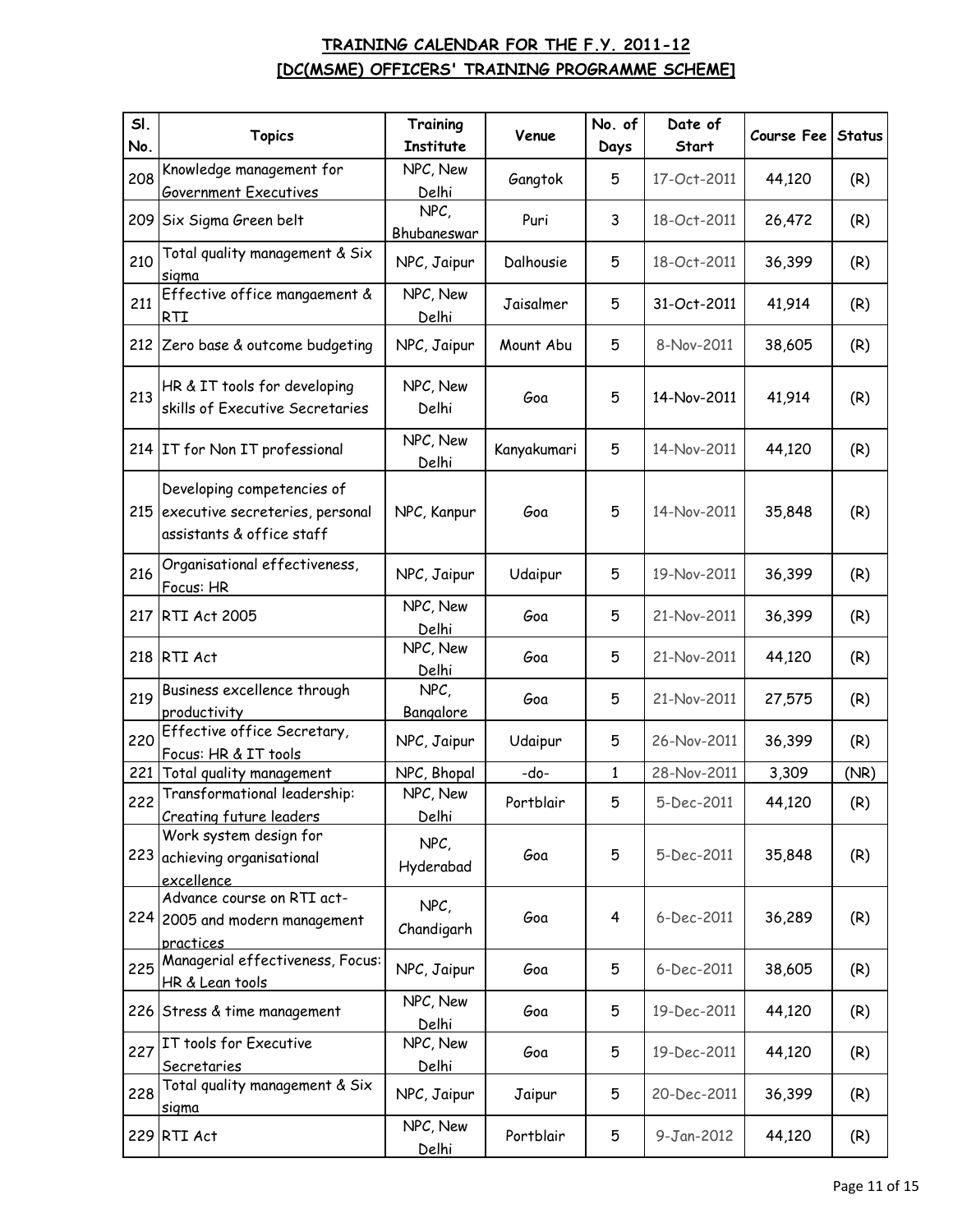# TRAINING CALENDAR FOR THE F.Y. 2011-12
## [DC(MSME) OFFICERS' TRAINING PROGRAMME SCHEME]

| Sl. No. | Topics | Training Institute | Venue | No. of Days | Date of Start | Course Fee | Status |
|---|---|---|---|---|---|---|---|
| 208 | Knowledge management for Government Executives | NPC, New Delhi | Gangtok | 5 | 17-Oct-2011 | 44,120 | (R) |
| 209 | Six Sigma Green belt | NPC, Bhubaneswar | Puri | 3 | 18-Oct-2011 | 26,472 | (R) |
| 210 | Total quality management & Six sigma | NPC, Jaipur | Dalhousie | 5 | 18-Oct-2011 | 36,399 | (R) |
| 211 | Effective office mangaement & RTI | NPC, New Delhi | Jaisalmer | 5 | 31-Oct-2011 | 41,914 | (R) |
| 212 | Zero base & outcome budgeting | NPC, Jaipur | Mount Abu | 5 | 8-Nov-2011 | 38,605 | (R) |
| 213 | HR & IT tools for developing skills of Executive Secretaries | NPC, New Delhi | Goa | 5 | 14-Nov-2011 | 41,914 | (R) |
| 214 | IT for Non IT professional | NPC, New Delhi | Kanyakumari | 5 | 14-Nov-2011 | 44,120 | (R) |
| 215 | Developing competencies of executive secreteries, personal assistants & office staff | NPC, Kanpur | Goa | 5 | 14-Nov-2011 | 35,848 | (R) |
| 216 | Organisational effectiveness, Focus: HR | NPC, Jaipur | Udaipur | 5 | 19-Nov-2011 | 36,399 | (R) |
| 217 | RTI Act 2005 | NPC, New Delhi | Goa | 5 | 21-Nov-2011 | 36,399 | (R) |
| 218 | RTI Act | NPC, New Delhi | Goa | 5 | 21-Nov-2011 | 44,120 | (R) |
| 219 | Business excellence through productivity | NPC, Bangalore | Goa | 5 | 21-Nov-2011 | 27,575 | (R) |
| 220 | Effective office Secretary, Focus: HR & IT tools | NPC, Jaipur | Udaipur | 5 | 26-Nov-2011 | 36,399 | (R) |
| 221 | Total quality management | NPC, Bhopal | -do- | 1 | 28-Nov-2011 | 3,309 | (NR) |
| 222 | Transformational leadership: Creating future leaders | NPC, New Delhi | Portblair | 5 | 5-Dec-2011 | 44,120 | (R) |
| 223 | Work system design for achieving organisational excellence | NPC, Hyderabad | Goa | 5 | 5-Dec-2011 | 35,848 | (R) |
| 224 | Advance course on RTI act-2005 and modern management practices | NPC, Chandigarh | Goa | 4 | 6-Dec-2011 | 36,289 | (R) |
| 225 | Managerial effectiveness, Focus: HR & Lean tools | NPC, Jaipur | Goa | 5 | 6-Dec-2011 | 38,605 | (R) |
| 226 | Stress & time management | NPC, New Delhi | Goa | 5 | 19-Dec-2011 | 44,120 | (R) |
| 227 | IT tools for Executive Secretaries | NPC, New Delhi | Goa | 5 | 19-Dec-2011 | 44,120 | (R) |
| 228 | Total quality management & Six sigma | NPC, Jaipur | Jaipur | 5 | 20-Dec-2011 | 36,399 | (R) |
| 229 | RTI Act | NPC, New Delhi | Portblair | 5 | 9-Jan-2012 | 44,120 | (R) |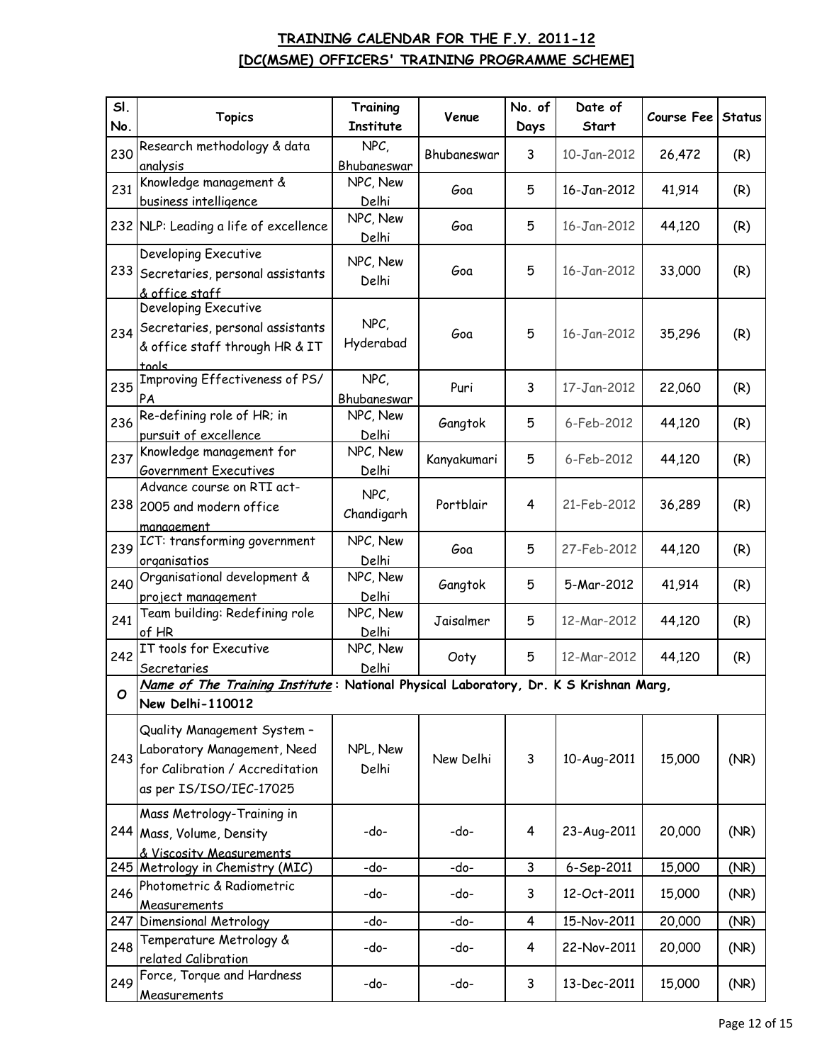# TRAINING CALENDAR FOR THE F.Y. 2011-12
# [DC(MSME) OFFICERS' TRAINING PROGRAMME SCHEME]

| Sl. No. | Topics | Training Institute | Venue | No. of Days | Date of Start | Course Fee | Status |
|---|---|---|---|---|---|---|---|
| 230 | Research methodology & data analysis | NPC, Bhubaneswar | Bhubaneswar | 3 | 10-Jan-2012 | 26,472 | (R) |
| 231 | Knowledge management & business intelligence | NPC, New Delhi | Goa | 5 | 16-Jan-2012 | 41,914 | (R) |
| 232 | NLP: Leading a life of excellence | NPC, New Delhi | Goa | 5 | 16-Jan-2012 | 44,120 | (R) |
| 233 | Developing Executive Secretaries, personal assistants & office staff | NPC, New Delhi | Goa | 5 | 16-Jan-2012 | 33,000 | (R) |
| 234 | Developing Executive Secretaries, personal assistants & office staff through HR & IT tools | NPC, Hyderabad | Goa | 5 | 16-Jan-2012 | 35,296 | (R) |
| 235 | Improving Effectiveness of PS/ PA | NPC, Bhubaneswar | Puri | 3 | 17-Jan-2012 | 22,060 | (R) |
| 236 | Re-defining role of HR; in pursuit of excellence | NPC, New Delhi | Gangtok | 5 | 6-Feb-2012 | 44,120 | (R) |
| 237 | Knowledge management for Government Executives | NPC, New Delhi | Kanyakumari | 5 | 6-Feb-2012 | 44,120 | (R) |
| 238 | Advance course on RTI act-2005 and modern office management | NPC, Chandigarh | Portblair | 4 | 21-Feb-2012 | 36,289 | (R) |
| 239 | ICT: transforming government organisatios | NPC, New Delhi | Goa | 5 | 27-Feb-2012 | 44,120 | (R) |
| 240 | Organisational development & project management | NPC, New Delhi | Gangtok | 5 | 5-Mar-2012 | 41,914 | (R) |
| 241 | Team building: Redefining role of HR | NPC, New Delhi | Jaisalmer | 5 | 12-Mar-2012 | 44,120 | (R) |
| 242 | IT tools for Executive Secretaries | NPC, New Delhi | Ooty | 5 | 12-Mar-2012 | 44,120 | (R) |
| ***O*** | ***Name of The Training Institute*** **: National Physical Laboratory, Dr. K S Krishnan Marg, New Delhi-110012** | | | | | | |
| 243 | Quality Management System – Laboratory Management, Need for Calibration / Accreditation as per IS/ISO/IEC-17025 | NPL, New Delhi | New Delhi | 3 | 10-Aug-2011 | 15,000 | (NR) |
| 244 | Mass Metrology-Training in Mass, Volume, Density & Viscosity Measurements | -do- | -do- | 4 | 23-Aug-2011 | 20,000 | (NR) |
| 245 | Metrology in Chemistry (MIC) | -do- | -do- | 3 | 6-Sep-2011 | 15,000 | (NR) |
| 246 | Photometric & Radiometric Measurements | -do- | -do- | 3 | 12-Oct-2011 | 15,000 | (NR) |
| 247 | Dimensional Metrology | -do- | -do- | 4 | 15-Nov-2011 | 20,000 | (NR) |
| 248 | Temperature Metrology & related Calibration | -do- | -do- | 4 | 22-Nov-2011 | 20,000 | (NR) |
| 249 | Force, Torque and Hardness Measurements | -do- | -do- | 3 | 13-Dec-2011 | 15,000 | (NR) |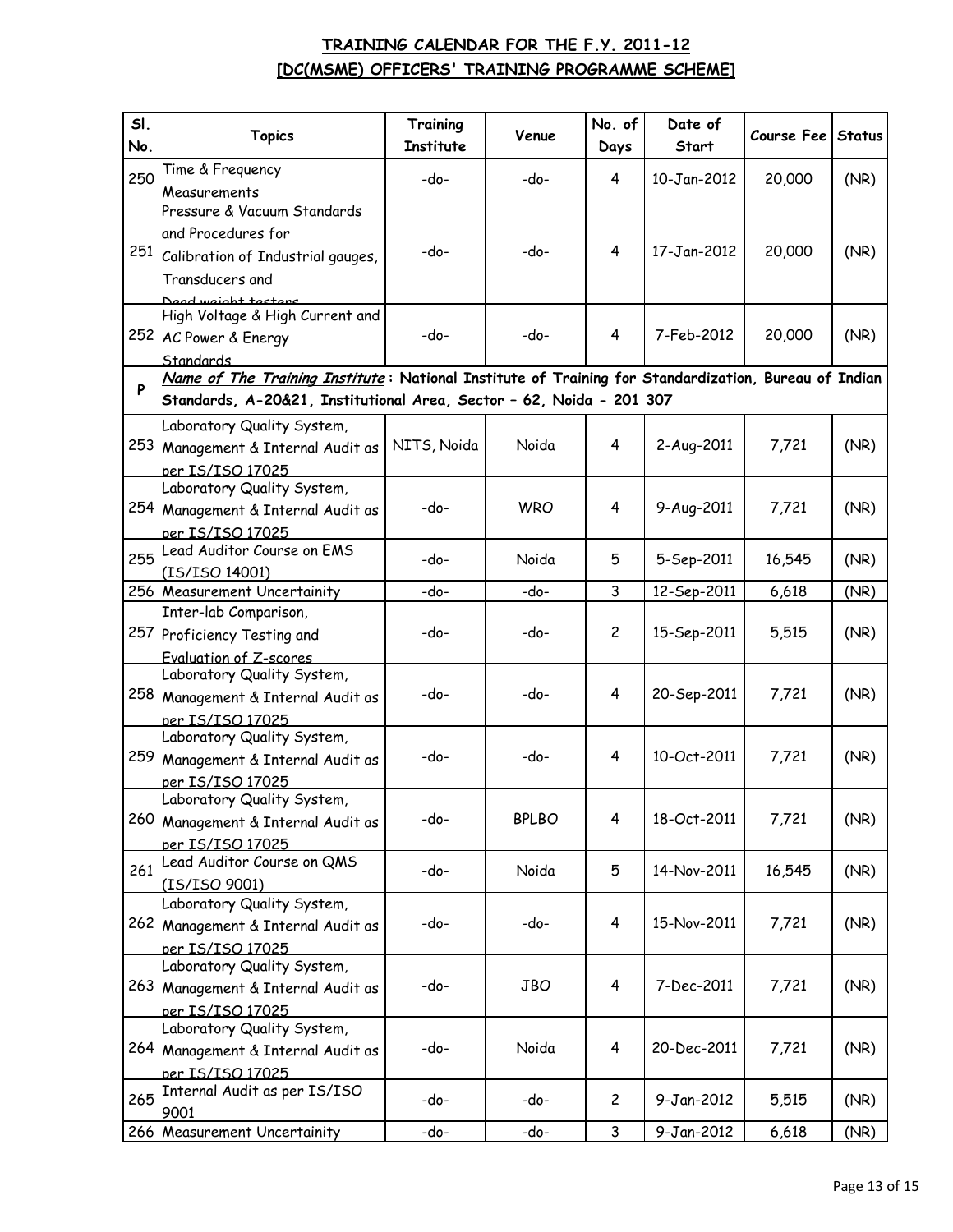## TRAINING CALENDAR FOR THE F.Y. 2011-12

## [DC(MSME) OFFICERS' TRAINING PROGRAMME SCHEME]

| Sl. No. | Topics | Training Institute | Venue | No. of Days | Date of Start | Course Fee | Status |
|---|---|---|---|---|---|---|---|
| 250 | Time & Frequency Measurements | -do- | -do- | 4 | 10-Jan-2012 | 20,000 | (NR) |
| 251 | Pressure & Vacuum Standards and Procedures for Calibration of Industrial gauges, Transducers and Dead weight testers | -do- | -do- | 4 | 17-Jan-2012 | 20,000 | (NR) |
| 252 | High Voltage & High Current and AC Power & Energy Standards | -do- | -do- | 4 | 7-Feb-2012 | 20,000 | (NR) |
| P | ***Name of The Training Institute*** **: National Institute of Training for Standardization, Bureau of Indian Standards, A-20&21, Institutional Area, Sector – 62, Noida - 201 307** | | | | | | |
| 253 | Laboratory Quality System, Management & Internal Audit as per IS/ISO 17025 | NITS, Noida | Noida | 4 | 2-Aug-2011 | 7,721 | (NR) |
| 254 | Laboratory Quality System, Management & Internal Audit as per IS/ISO 17025 | -do- | WRO | 4 | 9-Aug-2011 | 7,721 | (NR) |
| 255 | Lead Auditor Course on EMS (IS/ISO 14001) | -do- | Noida | 5 | 5-Sep-2011 | 16,545 | (NR) |
| 256 | Measurement Uncertainity | -do- | -do- | 3 | 12-Sep-2011 | 6,618 | (NR) |
| 257 | Inter-lab Comparison, Proficiency Testing and Evaluation of Z-scores | -do- | -do- | 2 | 15-Sep-2011 | 5,515 | (NR) |
| 258 | Laboratory Quality System, Management & Internal Audit as per IS/ISO 17025 | -do- | -do- | 4 | 20-Sep-2011 | 7,721 | (NR) |
| 259 | Laboratory Quality System, Management & Internal Audit as per IS/ISO 17025 | -do- | -do- | 4 | 10-Oct-2011 | 7,721 | (NR) |
| 260 | Laboratory Quality System, Management & Internal Audit as per IS/ISO 17025 | -do- | BPLBO | 4 | 18-Oct-2011 | 7,721 | (NR) |
| 261 | Lead Auditor Course on QMS (IS/ISO 9001) | -do- | Noida | 5 | 14-Nov-2011 | 16,545 | (NR) |
| 262 | Laboratory Quality System, Management & Internal Audit as per IS/ISO 17025 | -do- | -do- | 4 | 15-Nov-2011 | 7,721 | (NR) |
| 263 | Laboratory Quality System, Management & Internal Audit as per IS/ISO 17025 | -do- | JBO | 4 | 7-Dec-2011 | 7,721 | (NR) |
| 264 | Laboratory Quality System, Management & Internal Audit as per IS/ISO 17025 | -do- | Noida | 4 | 20-Dec-2011 | 7,721 | (NR) |
| 265 | Internal Audit as per IS/ISO 9001 | -do- | -do- | 2 | 9-Jan-2012 | 5,515 | (NR) |
| 266 | Measurement Uncertainity | -do- | -do- | 3 | 9-Jan-2012 | 6,618 | (NR) |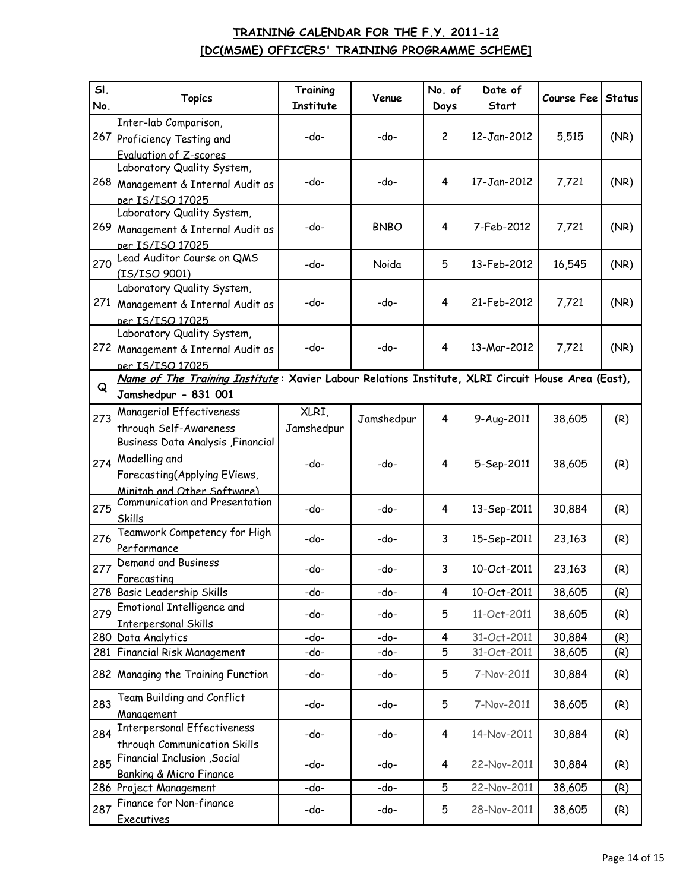## TRAINING CALENDAR FOR THE F.Y. 2011-12
## [DC(MSME) OFFICERS' TRAINING PROGRAMME SCHEME]

| Sl. No. | Topics | Training Institute | Venue | No. of Days | Date of Start | Course Fee | Status |
|---|---|---|---|---|---|---|---|
| 267 | Inter-lab Comparison, Proficiency Testing and Evaluation of Z-scores | -do- | -do- | 2 | 12-Jan-2012 | 5,515 | (NR) |
| 268 | Laboratory Quality System, Management & Internal Audit as per IS/ISO 17025 | -do- | -do- | 4 | 17-Jan-2012 | 7,721 | (NR) |
| 269 | Laboratory Quality System, Management & Internal Audit as per IS/ISO 17025 | -do- | BNBO | 4 | 7-Feb-2012 | 7,721 | (NR) |
| 270 | Lead Auditor Course on QMS (IS/ISO 9001) | -do- | Noida | 5 | 13-Feb-2012 | 16,545 | (NR) |
| 271 | Laboratory Quality System, Management & Internal Audit as per IS/ISO 17025 | -do- | -do- | 4 | 21-Feb-2012 | 7,721 | (NR) |
| 272 | Laboratory Quality System, Management & Internal Audit as per IS/ISO 17025 | -do- | -do- | 4 | 13-Mar-2012 | 7,721 | (NR) |
| Q | ***Name of The Training Institute*** **: Xavier Labour Relations Institute, XLRI Circuit House Area (East), Jamshedpur - 831 001** | | | | | | |
| 273 | Managerial Effectiveness through Self-Awareness | XLRI, Jamshedpur | Jamshedpur | 4 | 9-Aug-2011 | 38,605 | (R) |
| 274 | Business Data Analysis ,Financial Modelling and Forecasting(Applying EViews, Minitab and Other Software) | -do- | -do- | 4 | 5-Sep-2011 | 38,605 | (R) |
| 275 | Communication and Presentation Skills | -do- | -do- | 4 | 13-Sep-2011 | 30,884 | (R) |
| 276 | Teamwork Competency for High Performance | -do- | -do- | 3 | 15-Sep-2011 | 23,163 | (R) |
| 277 | Demand and Business Forecasting | -do- | -do- | 3 | 10-Oct-2011 | 23,163 | (R) |
| 278 | Basic Leadership Skills | -do- | -do- | 4 | 10-Oct-2011 | 38,605 | (R) |
| 279 | Emotional Intelligence and Interpersonal Skills | -do- | -do- | 5 | 11-Oct-2011 | 38,605 | (R) |
| 280 | Data Analytics | -do- | -do- | 4 | 31-Oct-2011 | 30,884 | (R) |
| 281 | Financial Risk Management | -do- | -do- | 5 | 31-Oct-2011 | 38,605 | (R) |
| 282 | Managing the Training Function | -do- | -do- | 5 | 7-Nov-2011 | 30,884 | (R) |
| 283 | Team Building and Conflict Management | -do- | -do- | 5 | 7-Nov-2011 | 38,605 | (R) |
| 284 | Interpersonal Effectiveness through Communication Skills | -do- | -do- | 4 | 14-Nov-2011 | 30,884 | (R) |
| 285 | Financial Inclusion ,Social Banking & Micro Finance | -do- | -do- | 4 | 22-Nov-2011 | 30,884 | (R) |
| 286 | Project Management | -do- | -do- | 5 | 22-Nov-2011 | 38,605 | (R) |
| 287 | Finance for Non-finance Executives | -do- | -do- | 5 | 28-Nov-2011 | 38,605 | (R) |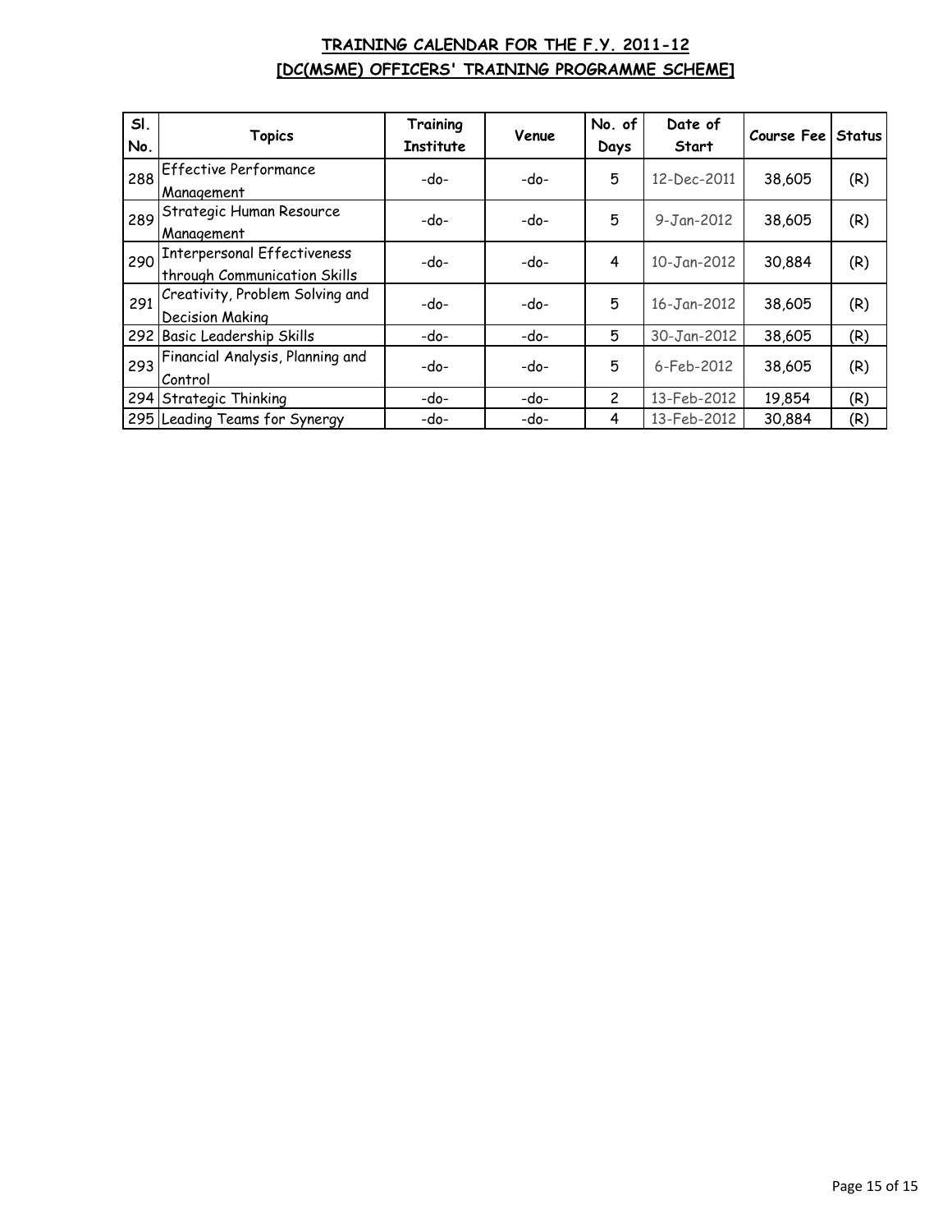## TRAINING CALENDAR FOR THE F.Y. 2011-12

## [DC(MSME) OFFICERS' TRAINING PROGRAMME SCHEME]

| Sl. No. | Topics | Training Institute | Venue | No. of Days | Date of Start | Course Fee | Status |
|---|---|---|---|---|---|---|---|
| 288 | Effective Performance Management | -do- | -do- | 5 | 12-Dec-2011 | 38,605 | (R) |
| 289 | Strategic Human Resource Management | -do- | -do- | 5 | 9-Jan-2012 | 38,605 | (R) |
| 290 | Interpersonal Effectiveness through Communication Skills | -do- | -do- | 4 | 10-Jan-2012 | 30,884 | (R) |
| 291 | Creativity, Problem Solving and Decision Making | -do- | -do- | 5 | 16-Jan-2012 | 38,605 | (R) |
| 292 | Basic Leadership Skills | -do- | -do- | 5 | 30-Jan-2012 | 38,605 | (R) |
| 293 | Financial Analysis, Planning and Control | -do- | -do- | 5 | 6-Feb-2012 | 38,605 | (R) |
| 294 | Strategic Thinking | -do- | -do- | 2 | 13-Feb-2012 | 19,854 | (R) |
| 295 | Leading Teams for Synergy | -do- | -do- | 4 | 13-Feb-2012 | 30,884 | (R) |